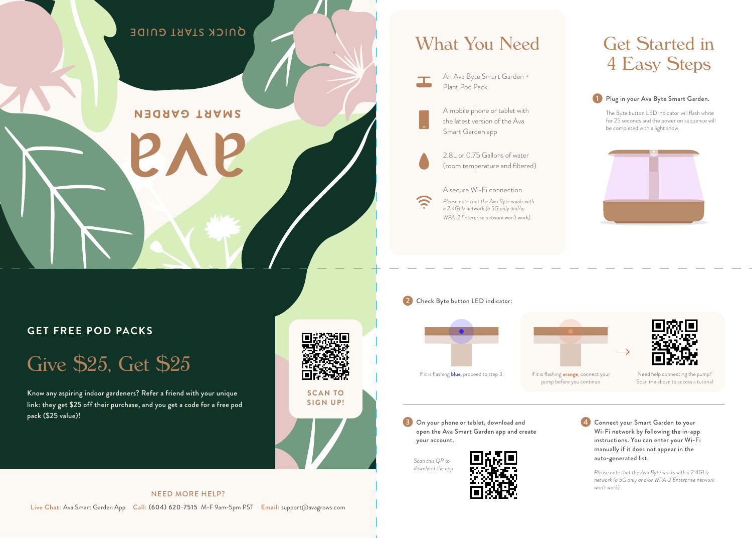QUICK START GUIDE

SMART GARDEN

ava

## What You Need

- An Ava Byte Smart Garden + Plant Pod Pack
- A mobile phone or tablet with the latest version of the Ava Smart Garden app
- 2.8L or 0.75 Gallons of water (room temperature and filtered)
- A secure Wi-Fi connection

*Please note that the Ava Byte works with a 2.4GHz network (a 5G only and/or WPA-2 Enterprise network won't work).*

## Get Started in 4 Easy Steps

**1** Plug in your Ava Byte Smart Garden.

The Byte button LED indicator will flash white for 25 seconds and the power on sequence will be completed with a light show.

**2** Check Byte button LED indicator:

If it is flashing **blue**, proceed to step 3.

If it is flashing **orange**, connect your pump before you continue →

Need help connecting the pump? Scan the above to access a tutorial

**3** On your phone or tablet, download and open the Ava Smart Garden app and create your account.

*Scan this QR to download the app*

**4** Connect your Smart Garden to your Wi-Fi network by following the in-app instructions. You can enter your Wi-Fi manually if it does not appear in the auto-generated list.

*Please note that the Ava Byte works with a 2.4GHz network (a 5G only and/or WPA-2 Enterprise network won't work).*

## GET FREE POD PACKS

## Give $25, Get $25

Know any aspiring indoor gardeners? Refer a friend with your unique link: they get $25 off their purchase, and you get a code for a free pod pack ($25 value)!

SCAN TO SIGN UP!

NEED MORE HELP?

Live Chat: Ava Smart Garden App   Call: (604) 620-7515 M-F 9am-5pm PST   Email: support@avagrows.com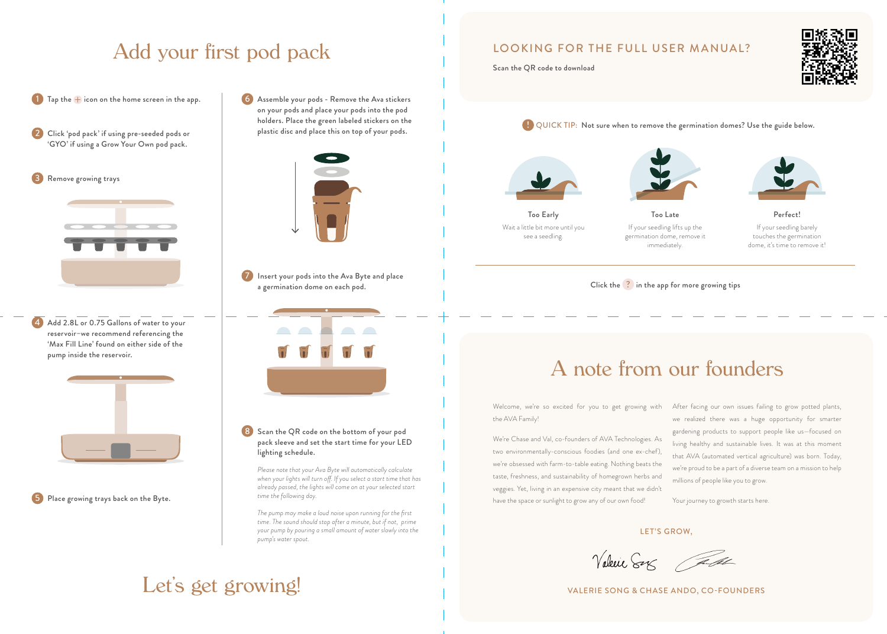# Add your first pod pack

1. Tap the + icon on the home screen in the app.
2. Click 'pod pack' if using pre-seeded pods or 'GYO' if using a Grow Your Own pod pack.
3. Remove growing trays
4. Add 2.8L or 0.75 Gallons of water to your reservoir–we recommend referencing the 'Max Fill Line' found on either side of the pump inside the reservoir.
5. Place growing trays back on the Byte.
6. Assemble your pods - Remove the Ava stickers on your pods and place your pods into the pod holders. Place the green labeled stickers on the plastic disc and place this on top of your pods.
7. Insert your pods into the Ava Byte and place a germination dome on each pod.
8. Scan the QR code on the bottom of your pod pack sleeve and set the start time for your LED lighting schedule.

*Please note that your Ava Byte will automatically calculate when your lights will turn off. If you select a start time that has already passed, the lights will come on at your selected start time the following day.*

*The pump may make a loud noise upon running for the first time. The sound should stop after a minute, but if not, prime your pump by pouring a small amount of water slowly into the pump's water spout.*

# Let's get growing!

## LOOKING FOR THE FULL USER MANUAL?

Scan the QR code to download

! QUICK TIP: Not sure when to remove the germination domes? Use the guide below.

**Too Early**
Wait a little bit more until you see a seedling.

**Too Late**
If your seedling lifts up the germination dome, remove it immediately.

**Perfect!**
If your seedling barely touches the germination dome, it's time to remove it!

Click the ? in the app for more growing tips

# A note from our founders

Welcome, we're so excited for you to get growing with the AVA Family!

We're Chase and Val, co-founders of AVA Technologies. As two environmentally-conscious foodies (and one ex-chef), we're obsessed with farm-to-table eating. Nothing beats the taste, freshness, and sustainability of homegrown herbs and veggies. Yet, living in an expensive city meant that we didn't have the space or sunlight to grow any of our own food!

After facing our own issues failing to grow potted plants, we realized there was a huge opportunity for smarter gardening products to support people like us—focused on living healthy and sustainable lives. It was at this moment that AVA (automated vertical agriculture) was born. Today, we're proud to be a part of a diverse team on a mission to help millions of people like you to grow.

Your journey to growth starts here.

LET'S GROW,

VALERIE SONG & CHASE ANDO, CO-FOUNDERS